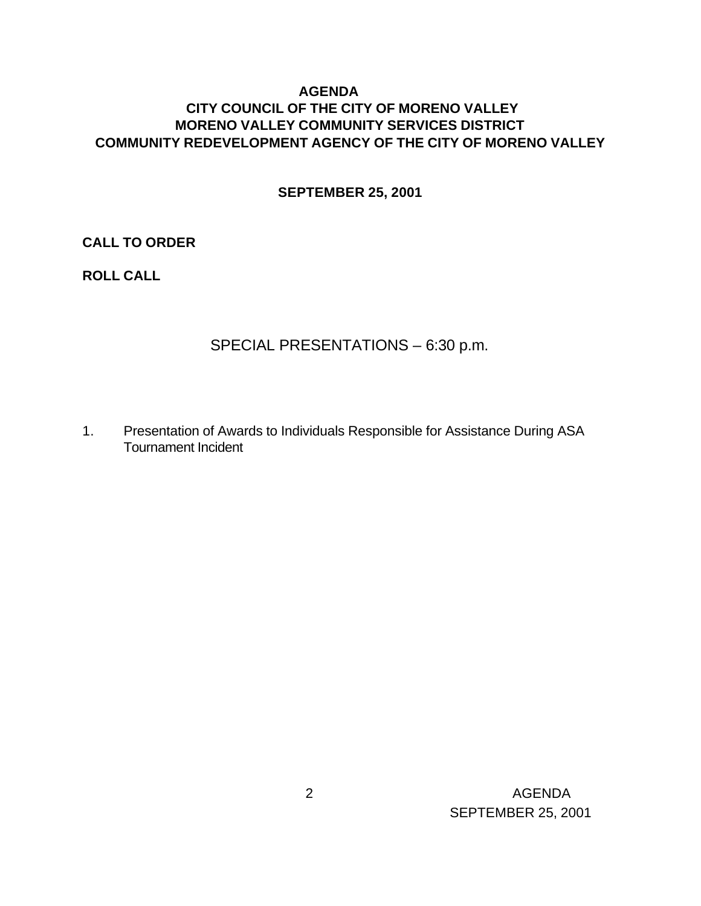# AGENDA
## CITY COUNCIL OF THE CITY OF MORENO VALLEY
## MORENO VALLEY COMMUNITY SERVICES DISTRICT
## COMMUNITY REDEVELOPMENT AGENCY OF THE CITY OF MORENO VALLEY

**SEPTEMBER 25, 2001**

**CALL TO ORDER**

**ROLL CALL**

SPECIAL PRESENTATIONS – 6:30 p.m.

1. Presentation of Awards to Individuals Responsible for Assistance During ASA Tournament Incident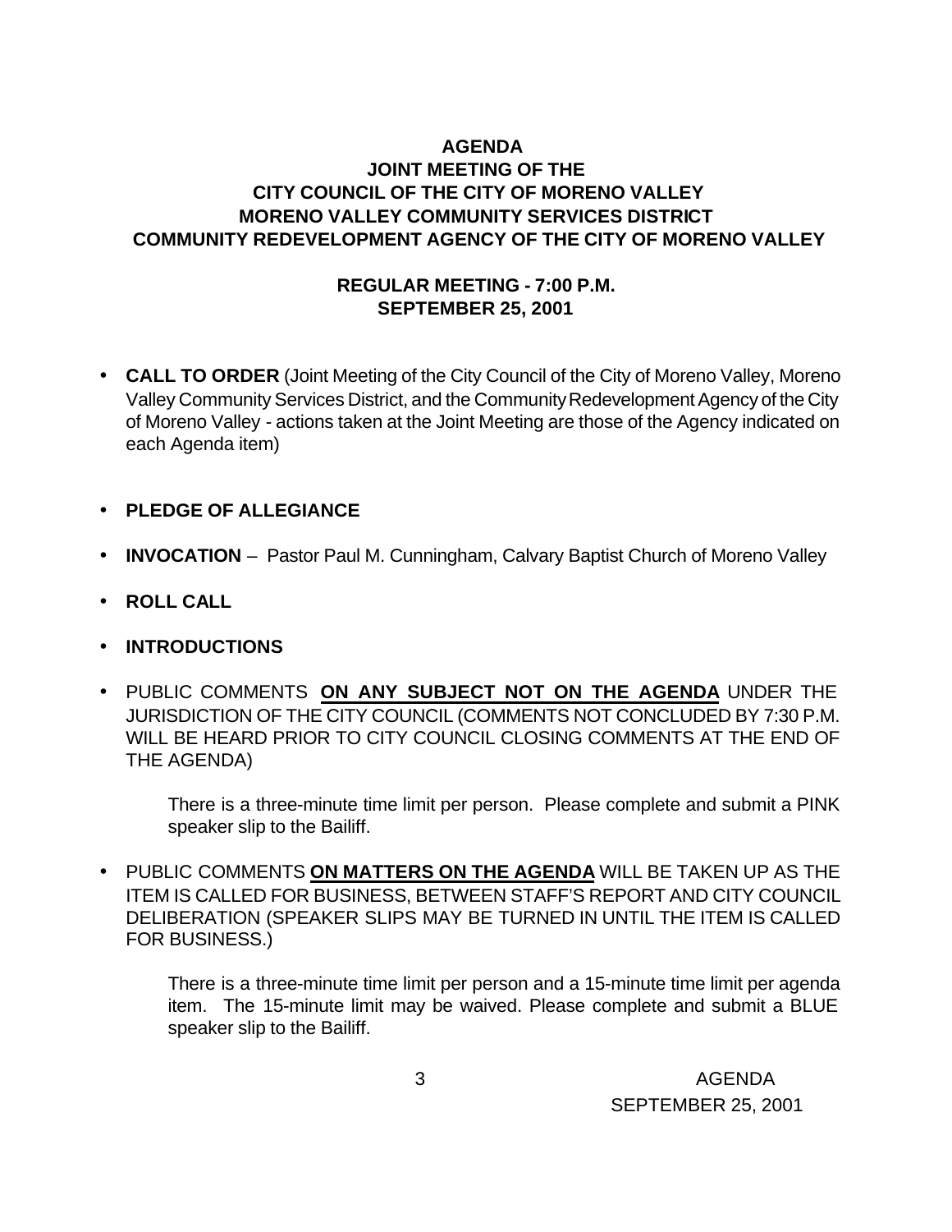**AGENDA**
**JOINT MEETING OF THE**
**CITY COUNCIL OF THE CITY OF MORENO VALLEY**
**MORENO VALLEY COMMUNITY SERVICES DISTRICT**
**COMMUNITY REDEVELOPMENT AGENCY OF THE CITY OF MORENO VALLEY**

**REGULAR MEETING - 7:00 P.M.**
**SEPTEMBER 25, 2001**

- **CALL TO ORDER** (Joint Meeting of the City Council of the City of Moreno Valley, Moreno Valley Community Services District, and the Community Redevelopment Agency of the City of Moreno Valley - actions taken at the Joint Meeting are those of the Agency indicated on each Agenda item)

- **PLEDGE OF ALLEGIANCE**

- **INVOCATION** – Pastor Paul M. Cunningham, Calvary Baptist Church of Moreno Valley

- **ROLL CALL**

- **INTRODUCTIONS**

- PUBLIC COMMENTS **ON ANY SUBJECT NOT ON THE AGENDA** UNDER THE JURISDICTION OF THE CITY COUNCIL (COMMENTS NOT CONCLUDED BY 7:30 P.M. WILL BE HEARD PRIOR TO CITY COUNCIL CLOSING COMMENTS AT THE END OF THE AGENDA)

  There is a three-minute time limit per person. Please complete and submit a PINK speaker slip to the Bailiff.

- PUBLIC COMMENTS **ON MATTERS ON THE AGENDA** WILL BE TAKEN UP AS THE ITEM IS CALLED FOR BUSINESS, BETWEEN STAFF'S REPORT AND CITY COUNCIL DELIBERATION (SPEAKER SLIPS MAY BE TURNED IN UNTIL THE ITEM IS CALLED FOR BUSINESS.)

  There is a three-minute time limit per person and a 15-minute time limit per agenda item. The 15-minute limit may be waived. Please complete and submit a BLUE speaker slip to the Bailiff.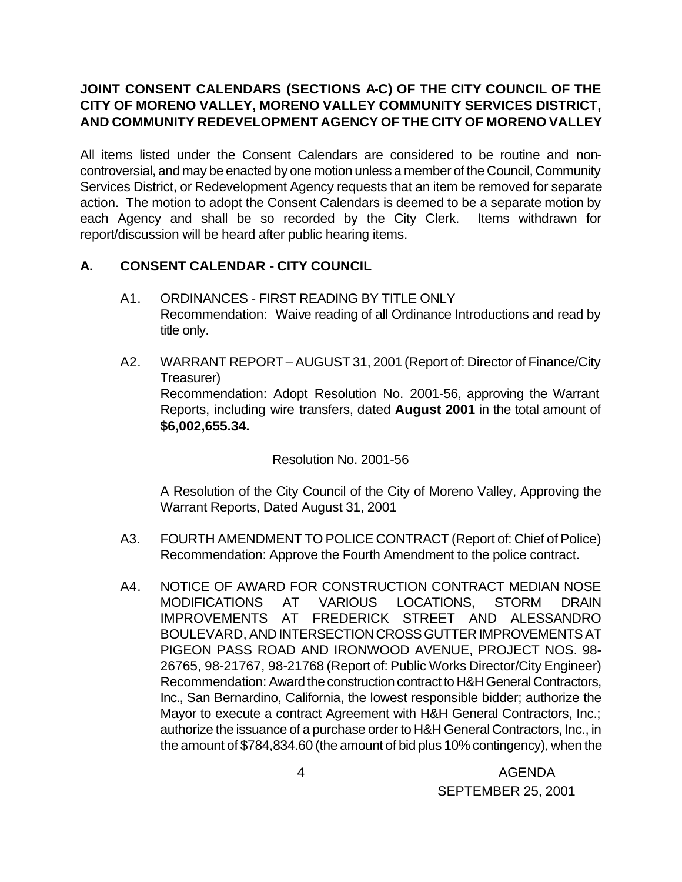**JOINT CONSENT CALENDARS (SECTIONS A-C) OF THE CITY COUNCIL OF THE CITY OF MORENO VALLEY, MORENO VALLEY COMMUNITY SERVICES DISTRICT, AND COMMUNITY REDEVELOPMENT AGENCY OF THE CITY OF MORENO VALLEY**

All items listed under the Consent Calendars are considered to be routine and non-controversial, and may be enacted by one motion unless a member of the Council, Community Services District, or Redevelopment Agency requests that an item be removed for separate action. The motion to adopt the Consent Calendars is deemed to be a separate motion by each Agency and shall be so recorded by the City Clerk. Items withdrawn for report/discussion will be heard after public hearing items.

## A. CONSENT CALENDAR - CITY COUNCIL

A1. ORDINANCES - FIRST READING BY TITLE ONLY
Recommendation: Waive reading of all Ordinance Introductions and read by title only.

A2. WARRANT REPORT – AUGUST 31, 2001 (Report of: Director of Finance/City Treasurer)
Recommendation: Adopt Resolution No. 2001-56, approving the Warrant Reports, including wire transfers, dated **August 2001** in the total amount of **$6,002,655.34.**

Resolution No. 2001-56

A Resolution of the City Council of the City of Moreno Valley, Approving the Warrant Reports, Dated August 31, 2001

A3. FOURTH AMENDMENT TO POLICE CONTRACT (Report of: Chief of Police)
Recommendation: Approve the Fourth Amendment to the police contract.

A4. NOTICE OF AWARD FOR CONSTRUCTION CONTRACT MEDIAN NOSE MODIFICATIONS AT VARIOUS LOCATIONS, STORM DRAIN IMPROVEMENTS AT FREDERICK STREET AND ALESSANDRO BOULEVARD, AND INTERSECTION CROSS GUTTER IMPROVEMENTS AT PIGEON PASS ROAD AND IRONWOOD AVENUE, PROJECT NOS. 98-26765, 98-21767, 98-21768 (Report of: Public Works Director/City Engineer)
Recommendation: Award the construction contract to H&H General Contractors, Inc., San Bernardino, California, the lowest responsible bidder; authorize the Mayor to execute a contract Agreement with H&H General Contractors, Inc.; authorize the issuance of a purchase order to H&H General Contractors, Inc., in the amount of $784,834.60 (the amount of bid plus 10% contingency), when the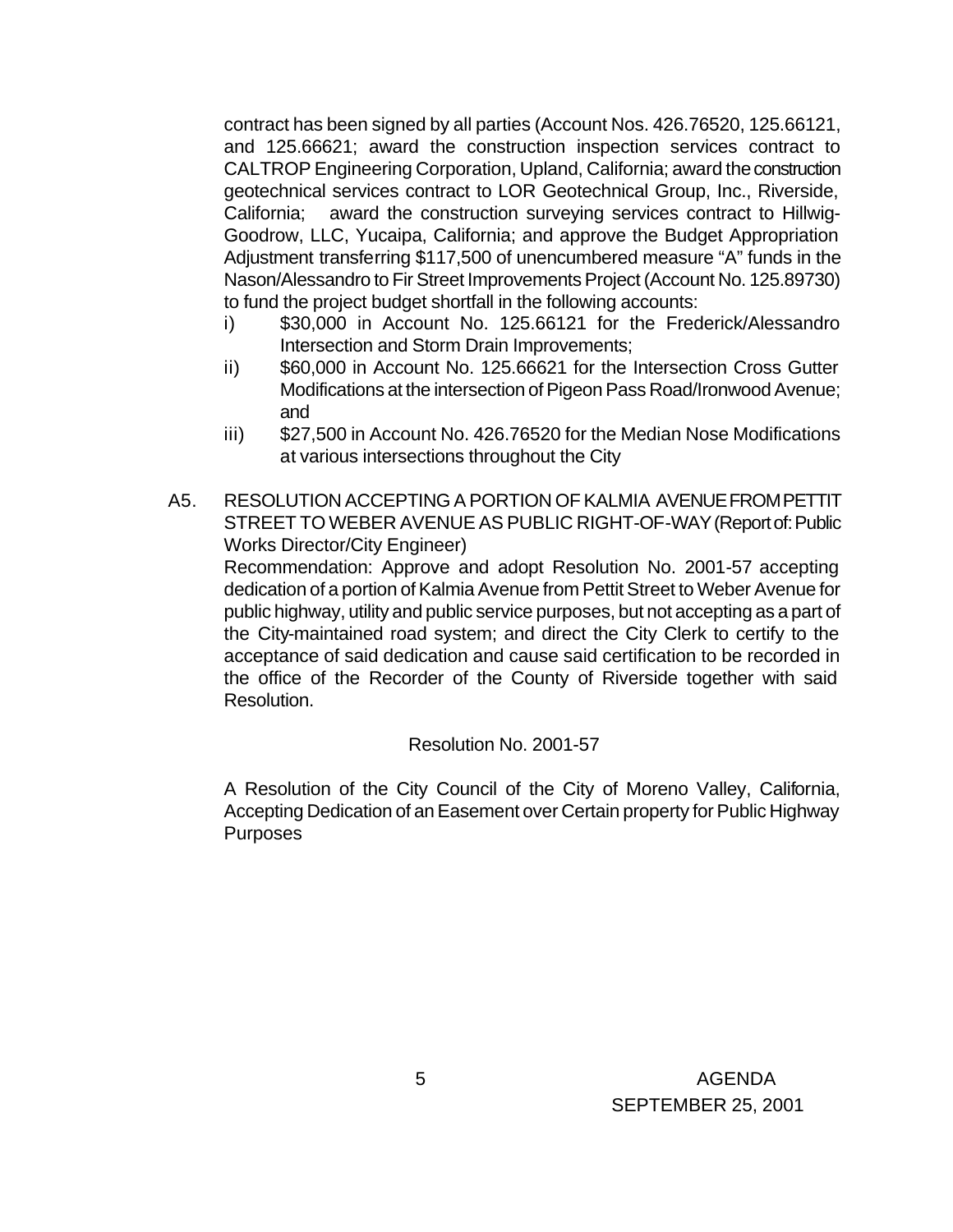contract has been signed by all parties (Account Nos. 426.76520, 125.66121, and 125.66621; award the construction inspection services contract to CALTROP Engineering Corporation, Upland, California; award the construction geotechnical services contract to LOR Geotechnical Group, Inc., Riverside, California; award the construction surveying services contract to Hillwig-Goodrow, LLC, Yucaipa, California; and approve the Budget Appropriation Adjustment transferring $117,500 of unencumbered measure "A" funds in the Nason/Alessandro to Fir Street Improvements Project (Account No. 125.89730) to fund the project budget shortfall in the following accounts:

i) $30,000 in Account No. 125.66121 for the Frederick/Alessandro Intersection and Storm Drain Improvements;

ii) $60,000 in Account No. 125.66621 for the Intersection Cross Gutter Modifications at the intersection of Pigeon Pass Road/Ironwood Avenue; and

iii) $27,500 in Account No. 426.76520 for the Median Nose Modifications at various intersections throughout the City

A5. RESOLUTION ACCEPTING A PORTION OF KALMIA AVENUE FROM PETTIT STREET TO WEBER AVENUE AS PUBLIC RIGHT-OF-WAY (Report of: Public Works Director/City Engineer)

Recommendation: Approve and adopt Resolution No. 2001-57 accepting dedication of a portion of Kalmia Avenue from Pettit Street to Weber Avenue for public highway, utility and public service purposes, but not accepting as a part of the City-maintained road system; and direct the City Clerk to certify to the acceptance of said dedication and cause said certification to be recorded in the office of the Recorder of the County of Riverside together with said Resolution.

Resolution No. 2001-57

A Resolution of the City Council of the City of Moreno Valley, California, Accepting Dedication of an Easement over Certain property for Public Highway Purposes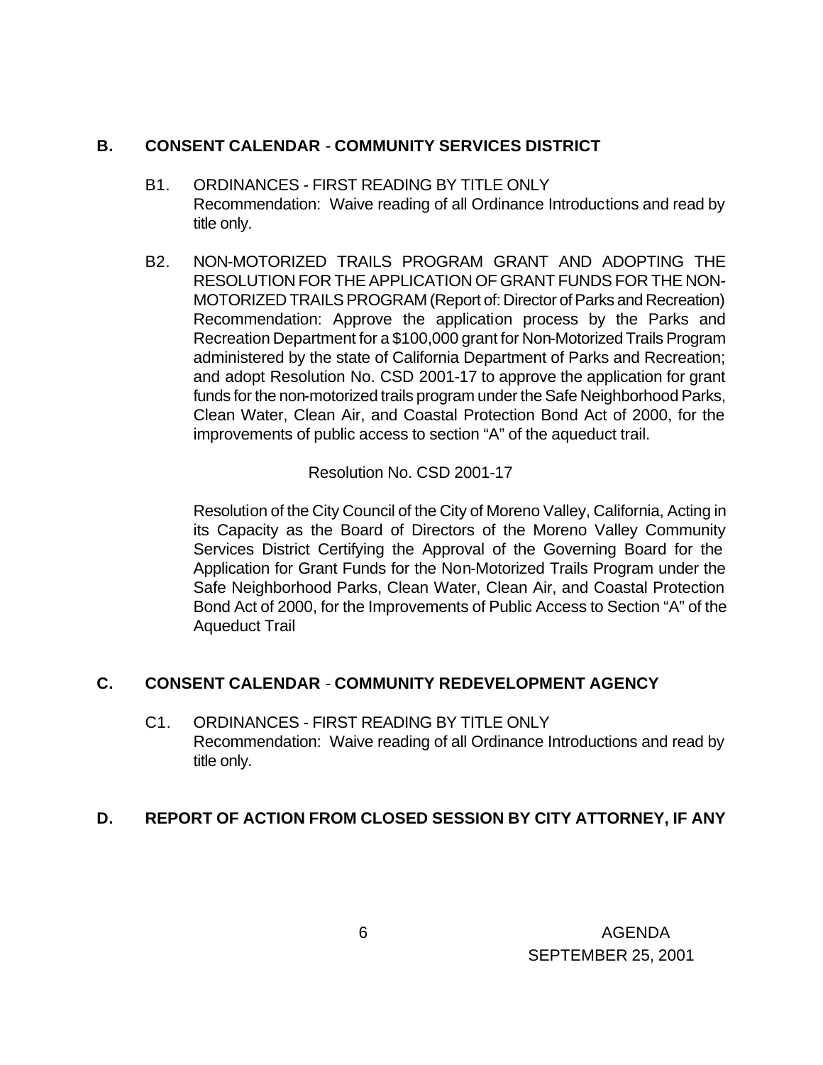## B. CONSENT CALENDAR - COMMUNITY SERVICES DISTRICT

B1. ORDINANCES - FIRST READING BY TITLE ONLY
Recommendation: Waive reading of all Ordinance Introductions and read by title only.

B2. NON-MOTORIZED TRAILS PROGRAM GRANT AND ADOPTING THE RESOLUTION FOR THE APPLICATION OF GRANT FUNDS FOR THE NON-MOTORIZED TRAILS PROGRAM (Report of: Director of Parks and Recreation)
Recommendation: Approve the application process by the Parks and Recreation Department for a $100,000 grant for Non-Motorized Trails Program administered by the state of California Department of Parks and Recreation; and adopt Resolution No. CSD 2001-17 to approve the application for grant funds for the non-motorized trails program under the Safe Neighborhood Parks, Clean Water, Clean Air, and Coastal Protection Bond Act of 2000, for the improvements of public access to section "A" of the aqueduct trail.

Resolution No. CSD 2001-17

Resolution of the City Council of the City of Moreno Valley, California, Acting in its Capacity as the Board of Directors of the Moreno Valley Community Services District Certifying the Approval of the Governing Board for the Application for Grant Funds for the Non-Motorized Trails Program under the Safe Neighborhood Parks, Clean Water, Clean Air, and Coastal Protection Bond Act of 2000, for the Improvements of Public Access to Section "A" of the Aqueduct Trail

## C. CONSENT CALENDAR - COMMUNITY REDEVELOPMENT AGENCY

C1. ORDINANCES - FIRST READING BY TITLE ONLY
Recommendation: Waive reading of all Ordinance Introductions and read by title only.

## D. REPORT OF ACTION FROM CLOSED SESSION BY CITY ATTORNEY, IF ANY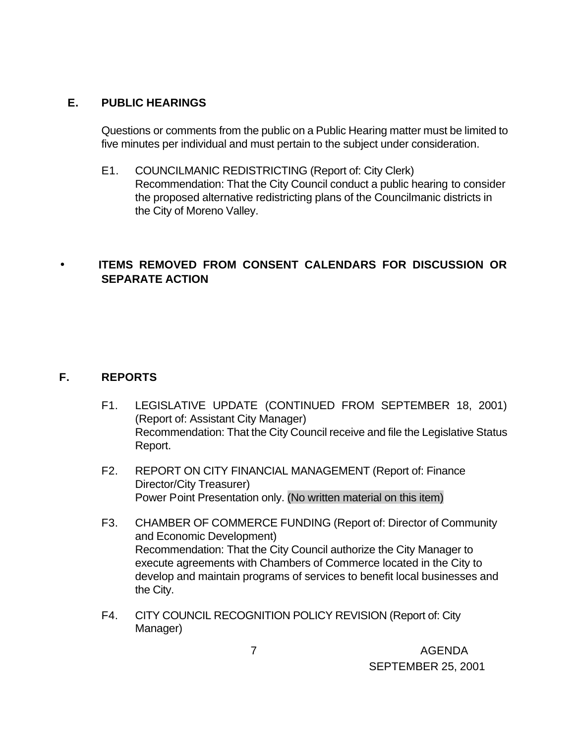## E. PUBLIC HEARINGS

Questions or comments from the public on a Public Hearing matter must be limited to five minutes per individual and must pertain to the subject under consideration.

E1. COUNCILMANIC REDISTRICTING (Report of: City Clerk)
Recommendation: That the City Council conduct a public hearing to consider the proposed alternative redistricting plans of the Councilmanic districts in the City of Moreno Valley.

- **ITEMS REMOVED FROM CONSENT CALENDARS FOR DISCUSSION OR SEPARATE ACTION**

## F. REPORTS

F1. LEGISLATIVE UPDATE (CONTINUED FROM SEPTEMBER 18, 2001) (Report of: Assistant City Manager)
Recommendation: That the City Council receive and file the Legislative Status Report.

F2. REPORT ON CITY FINANCIAL MANAGEMENT (Report of: Finance Director/City Treasurer)
Power Point Presentation only. (No written material on this item)

F3. CHAMBER OF COMMERCE FUNDING (Report of: Director of Community and Economic Development)
Recommendation: That the City Council authorize the City Manager to execute agreements with Chambers of Commerce located in the City to develop and maintain programs of services to benefit local businesses and the City.

F4. CITY COUNCIL RECOGNITION POLICY REVISION (Report of: City Manager)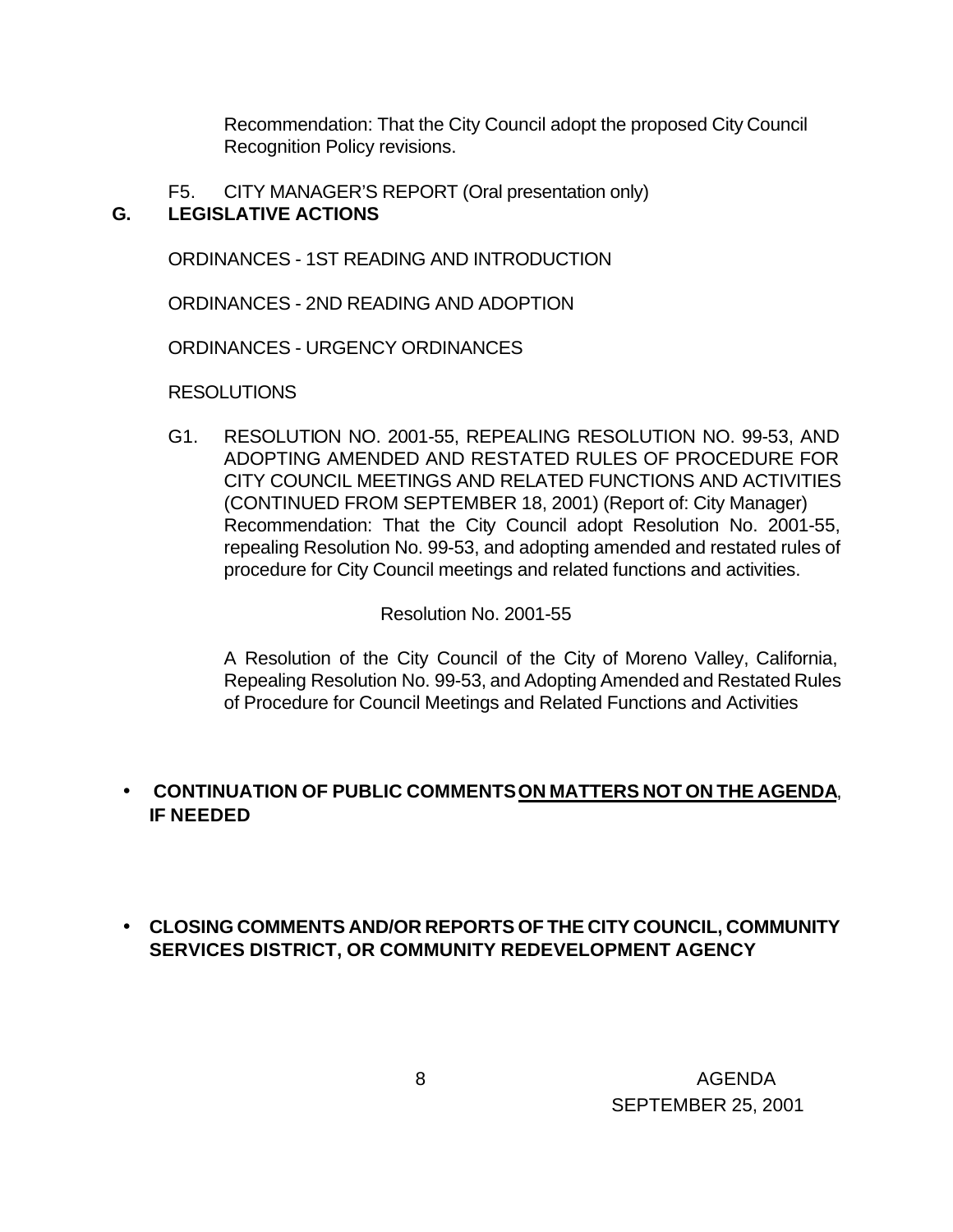Recommendation: That the City Council adopt the proposed City Council Recognition Policy revisions.

F5. CITY MANAGER'S REPORT (Oral presentation only)

## G. LEGISLATIVE ACTIONS

ORDINANCES - 1ST READING AND INTRODUCTION

ORDINANCES - 2ND READING AND ADOPTION

ORDINANCES - URGENCY ORDINANCES

RESOLUTIONS

G1. RESOLUTION NO. 2001-55, REPEALING RESOLUTION NO. 99-53, AND ADOPTING AMENDED AND RESTATED RULES OF PROCEDURE FOR CITY COUNCIL MEETINGS AND RELATED FUNCTIONS AND ACTIVITIES (CONTINUED FROM SEPTEMBER 18, 2001) (Report of: City Manager)
Recommendation: That the City Council adopt Resolution No. 2001-55, repealing Resolution No. 99-53, and adopting amended and restated rules of procedure for City Council meetings and related functions and activities.

Resolution No. 2001-55

A Resolution of the City Council of the City of Moreno Valley, California, Repealing Resolution No. 99-53, and Adopting Amended and Restated Rules of Procedure for Council Meetings and Related Functions and Activities

- **CONTINUATION OF PUBLIC COMMENTS <u>ON MATTERS NOT ON THE AGENDA</u>, IF NEEDED**

- **CLOSING COMMENTS AND/OR REPORTS OF THE CITY COUNCIL, COMMUNITY SERVICES DISTRICT, OR COMMUNITY REDEVELOPMENT AGENCY**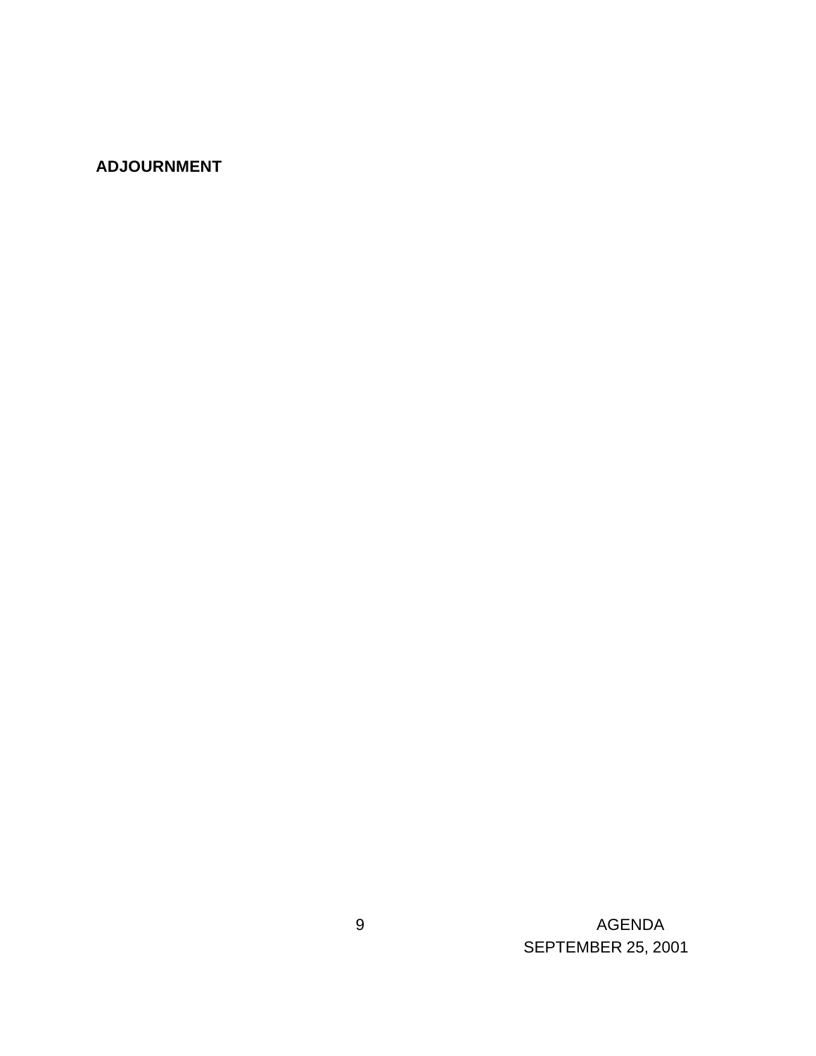**ADJOURNMENT**